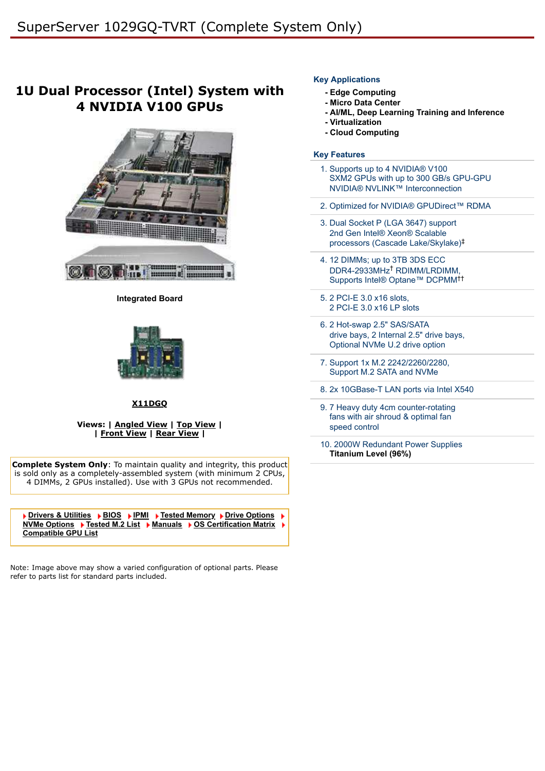# SuperServer 1029GQ-TVRT (Complete System Only)

## 1U Dual Processor (Intel) System with 4 NVIDIA V100 GPUs

**Integrated Board**

**X11DGQ**

**Views:** | **Angled View** | **Top View** | **Front View** | **Rear View** |

**Complete System Only**: To maintain quality and integrity, this product is sold only as a completely-assembled system (with minimum 2 CPUs, 4 DIMMs, 2 GPUs installed). Use with 3 GPUs not recommended.

**Drivers & Utilities** | **BIOS** | **IPMI** | **Tested Memory** | **Drive Options** | **NVMe Options** | **Tested M.2 List** | **Manuals** | **OS Certification Matrix** | **Compatible GPU List**

Note: Image above may show a varied configuration of optional parts. Please refer to parts list for standard parts included.

### Key Applications

- **Edge Computing**
- **Micro Data Center**
- **AI/ML, Deep Learning Training and Inference**
- **Virtualization**
- **Cloud Computing**

### Key Features

1. Supports up to 4 NVIDIA® V100 SXM2 GPUs with up to 300 GB/s GPU-GPU NVIDIA® NVLINK™ Interconnection
2. Optimized for NVIDIA® GPUDirect™ RDMA
3. Dual Socket P (LGA 3647) support 2nd Gen Intel® Xeon® Scalable processors (Cascade Lake/Skylake)‡
4. 12 DIMMs; up to 3TB 3DS ECC DDR4-2933MHz† RDIMM/LRDIMM, Supports Intel® Optane™ DCPMM††
5. 2 PCI-E 3.0 x16 slots, 2 PCI-E 3.0 x16 LP slots
6. 2 Hot-swap 2.5" SAS/SATA drive bays, 2 Internal 2.5" drive bays, Optional NVMe U.2 drive option
7. Support 1x M.2 2242/2260/2280, Support M.2 SATA and NVMe
8. 2x 10GBase-T LAN ports via Intel X540
9. 7 Heavy duty 4cm counter-rotating fans with air shroud & optimal fan speed control
10. 2000W Redundant Power Supplies **Titanium Level (96%)**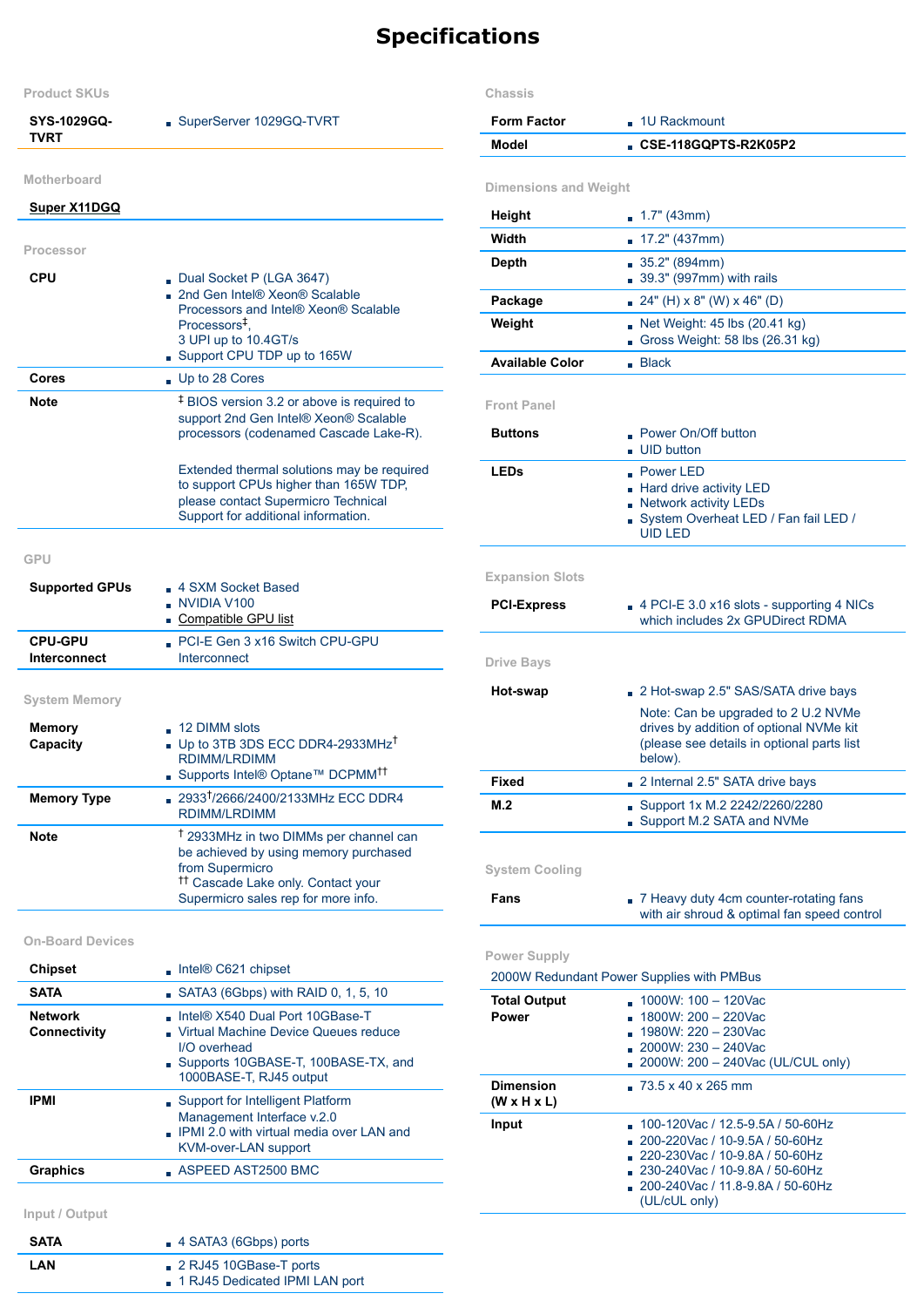# Specifications

### Product SKUs

| | |
|---|---|
| **SYS-1029GQ-TVRT** | SuperServer 1029GQ-TVRT |

### Motherboard

**Super X11DGQ**

### Processor

| | |
|---|---|
| **CPU** | • Dual Socket P (LGA 3647)<br>• 2nd Gen Intel® Xeon® Scalable Processors and Intel® Xeon® Scalable Processors‡,<br>3 UPI up to 10.4GT/s<br>• Support CPU TDP up to 165W |
| **Cores** | • Up to 28 Cores |
| **Note** | ‡ BIOS version 3.2 or above is required to support 2nd Gen Intel® Xeon® Scalable processors (codenamed Cascade Lake-R).<br><br>Extended thermal solutions may be required to support CPUs higher than 165W TDP, please contact Supermicro Technical Support for additional information. |

### GPU

| | |
|---|---|
| **Supported GPUs** | • 4 SXM Socket Based<br>• NVIDIA V100<br>• Compatible GPU list |
| **CPU-GPU Interconnect** | • PCI-E Gen 3 x16 Switch CPU-GPU Interconnect |

### System Memory

| | |
|---|---|
| **Memory Capacity** | • 12 DIMM slots<br>• Up to 3TB 3DS ECC DDR4-2933MHz† RDIMM/LRDIMM<br>• Supports Intel® Optane™ DCPMM†† |
| **Memory Type** | • 2933†/2666/2400/2133MHz ECC DDR4 RDIMM/LRDIMM |
| **Note** | † 2933MHz in two DIMMs per channel can be achieved by using memory purchased from Supermicro<br>†† Cascade Lake only. Contact your Supermicro sales rep for more info. |

### On-Board Devices

| | |
|---|---|
| **Chipset** | • Intel® C621 chipset |
| **SATA** | • SATA3 (6Gbps) with RAID 0, 1, 5, 10 |
| **Network Connectivity** | • Intel® X540 Dual Port 10GBase-T<br>• Virtual Machine Device Queues reduce I/O overhead<br>• Supports 10GBASE-T, 100BASE-TX, and 1000BASE-T, RJ45 output |
| **IPMI** | • Support for Intelligent Platform Management Interface v.2.0<br>• IPMI 2.0 with virtual media over LAN and KVM-over-LAN support |
| **Graphics** | • ASPEED AST2500 BMC |

### Input / Output

| | |
|---|---|
| **SATA** | • 4 SATA3 (6Gbps) ports |
| **LAN** | • 2 RJ45 10GBase-T ports<br>• 1 RJ45 Dedicated IPMI LAN port |

### Chassis

| | |
|---|---|
| **Form Factor** | • 1U Rackmount |
| **Model** | • **CSE-118GQPTS-R2K05P2** |

### Dimensions and Weight

| | |
|---|---|
| **Height** | • 1.7" (43mm) |
| **Width** | • 17.2" (437mm) |
| **Depth** | • 35.2" (894mm)<br>• 39.3" (997mm) with rails |
| **Package** | • 24" (H) x 8" (W) x 46" (D) |
| **Weight** | • Net Weight: 45 lbs (20.41 kg)<br>• Gross Weight: 58 lbs (26.31 kg) |
| **Available Color** | • Black |

### Front Panel

| | |
|---|---|
| **Buttons** | • Power On/Off button<br>• UID button |
| **LEDs** | • Power LED<br>• Hard drive activity LED<br>• Network activity LEDs<br>• System Overheat LED / Fan fail LED / UID LED |

### Expansion Slots

| | |
|---|---|
| **PCI-Express** | • 4 PCI-E 3.0 x16 slots - supporting 4 NICs which includes 2x GPUDirect RDMA |

### Drive Bays

| | |
|---|---|
| **Hot-swap** | • 2 Hot-swap 2.5" SAS/SATA drive bays<br>Note: Can be upgraded to 2 U.2 NVMe drives by addition of optional NVMe kit (please see details in optional parts list below). |
| **Fixed** | • 2 Internal 2.5" SATA drive bays |
| **M.2** | • Support 1x M.2 2242/2260/2280<br>• Support M.2 SATA and NVMe |

### System Cooling

| | |
|---|---|
| **Fans** | • 7 Heavy duty 4cm counter-rotating fans with air shroud & optimal fan speed control |

### Power Supply

2000W Redundant Power Supplies with PMBus

| | |
|---|---|
| **Total Output Power** | • 1000W: 100 – 120Vac<br>• 1800W: 200 – 220Vac<br>• 1980W: 220 – 230Vac<br>• 2000W: 230 – 240Vac<br>• 2000W: 200 – 240Vac (UL/CUL only) |
| **Dimension (W x H x L)** | • 73.5 x 40 x 265 mm |
| **Input** | • 100-120Vac / 12.5-9.5A / 50-60Hz<br>• 200-220Vac / 10-9.5A / 50-60Hz<br>• 220-230Vac / 10-9.8A / 50-60Hz<br>• 230-240Vac / 10-9.8A / 50-60Hz<br>• 200-240Vac / 11.8-9.8A / 50-60Hz (UL/cUL only) |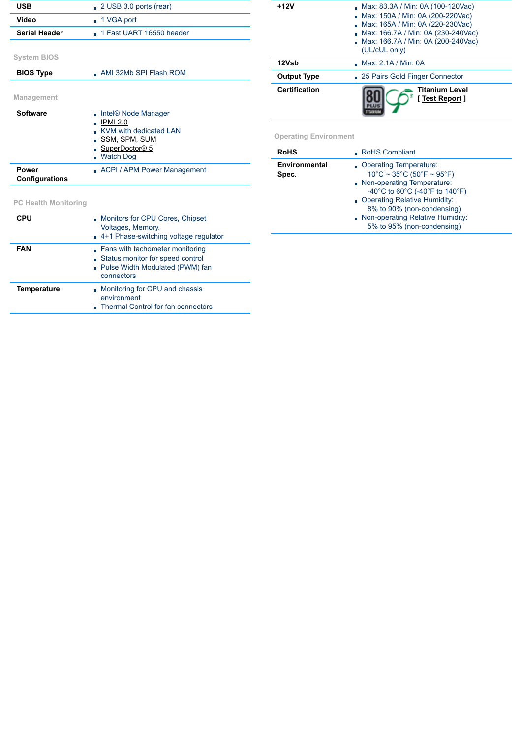| | |
|---|---|
| **USB** | - 2 USB 3.0 ports (rear) |
| **Video** | - 1 VGA port |
| **Serial Header** | - 1 Fast UART 16550 header |

System BIOS

| | |
|---|---|
| **BIOS Type** | - AMI 32Mb SPI Flash ROM |

Management

| | |
|---|---|
| **Software** | - Intel® Node Manager<br>- IPMI 2.0<br>- KVM with dedicated LAN<br>- SSM, SPM, SUM<br>- SuperDoctor® 5<br>- Watch Dog |
| **Power Configurations** | - ACPI / APM Power Management |

PC Health Monitoring

| | |
|---|---|
| **CPU** | - Monitors for CPU Cores, Chipset Voltages, Memory.<br>- 4+1 Phase-switching voltage regulator |
| **FAN** | - Fans with tachometer monitoring<br>- Status monitor for speed control<br>- Pulse Width Modulated (PWM) fan connectors |
| **Temperature** | - Monitoring for CPU and chassis environment<br>- Thermal Control for fan connectors |

| | |
|---|---|
| **+12V** | - Max: 83.3A / Min: 0A (100-120Vac)<br>- Max: 150A / Min: 0A (200-220Vac)<br>- Max: 165A / Min: 0A (220-230Vac)<br>- Max: 166.7A / Min: 0A (230-240Vac)<br>- Max: 166.7A / Min: 0A (200-240Vac) (UL/cUL only) |
| **12Vsb** | - Max: 2.1A / Min: 0A |
| **Output Type** | - 25 Pairs Gold Finger Connector |
| **Certification** | **Titanium Level**<br>**[ Test Report ]** |

Operating Environment

| | |
|---|---|
| **RoHS** | - RoHS Compliant |
| **Environmental Spec.** | - Operating Temperature: 10°C ~ 35°C (50°F ~ 95°F)<br>- Non-operating Temperature: -40°C to 60°C (-40°F to 140°F)<br>- Operating Relative Humidity: 8% to 90% (non-condensing)<br>- Non-operating Relative Humidity: 5% to 95% (non-condensing) |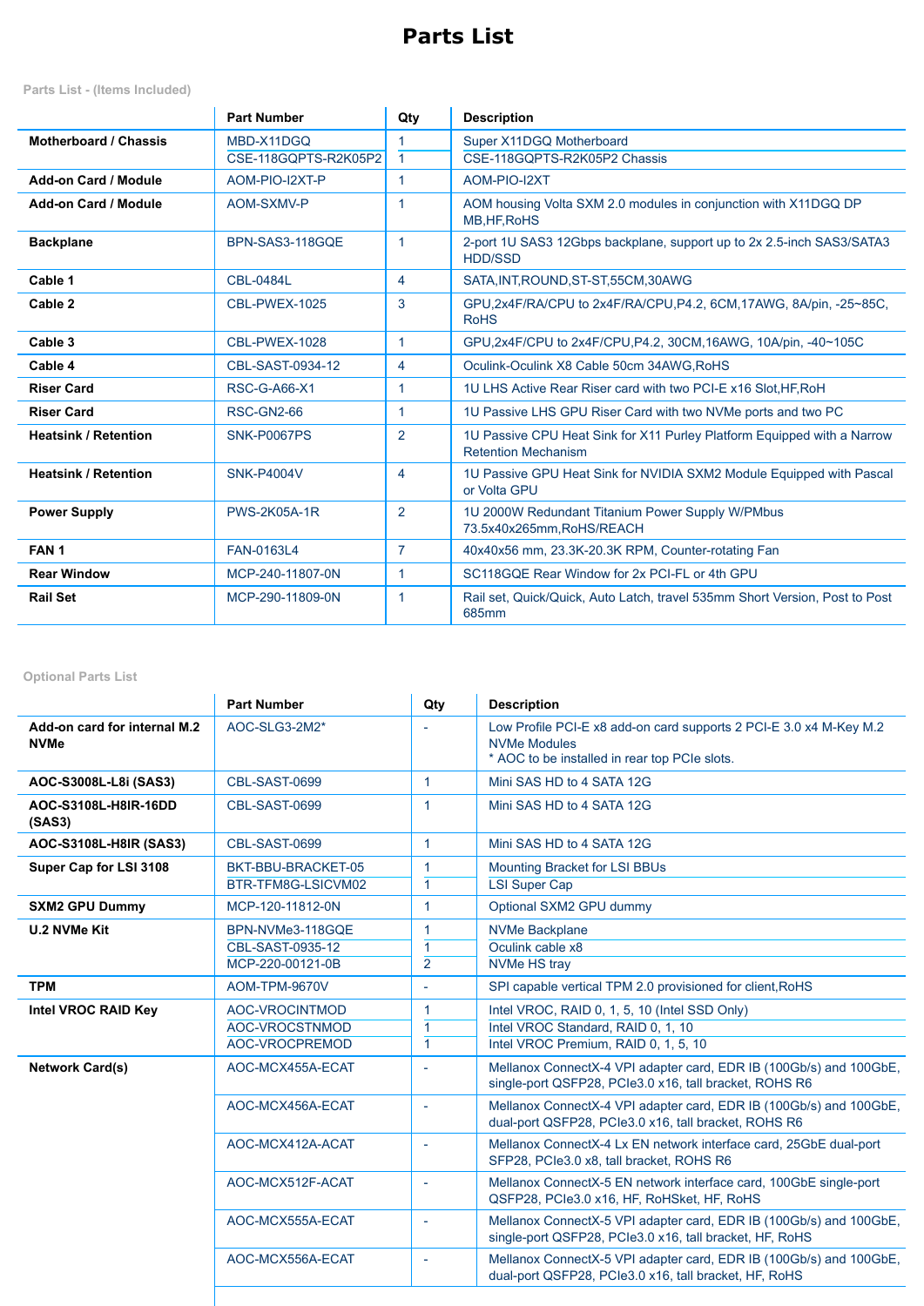# Parts List

**Parts List - (Items Included)**

| | Part Number | Qty | Description |
|---|---|---|---|
| **Motherboard / Chassis** | MBD-X11DGQ | 1 | Super X11DGQ Motherboard |
| | CSE-118GQPTS-R2K05P2 | 1 | CSE-118GQPTS-R2K05P2 Chassis |
| **Add-on Card / Module** | AOM-PIO-I2XT-P | 1 | AOM-PIO-I2XT |
| **Add-on Card / Module** | AOM-SXMV-P | 1 | AOM housing Volta SXM 2.0 modules in conjunction with X11DGQ DP MB,HF,RoHS |
| **Backplane** | BPN-SAS3-118GQE | 1 | 2-port 1U SAS3 12Gbps backplane, support up to 2x 2.5-inch SAS3/SATA3 HDD/SSD |
| **Cable 1** | CBL-0484L | 4 | SATA,INT,ROUND,ST-ST,55CM,30AWG |
| **Cable 2** | CBL-PWEX-1025 | 3 | GPU,2x4F/RA/CPU to 2x4F/RA/CPU,P4.2, 6CM,17AWG, 8A/pin, -25~85C, RoHS |
| **Cable 3** | CBL-PWEX-1028 | 1 | GPU,2x4F/CPU to 2x4F/CPU,P4.2, 30CM,16AWG, 10A/pin, -40~105C |
| **Cable 4** | CBL-SAST-0934-12 | 4 | Oculink-Oculink X8 Cable 50cm 34AWG,RoHS |
| **Riser Card** | RSC-G-A66-X1 | 1 | 1U LHS Active Rear Riser card with two PCI-E x16 Slot,HF,RoH |
| **Riser Card** | RSC-GN2-66 | 1 | 1U Passive LHS GPU Riser Card with two NVMe ports and two PC |
| **Heatsink / Retention** | SNK-P0067PS | 2 | 1U Passive CPU Heat Sink for X11 Purley Platform Equipped with a Narrow Retention Mechanism |
| **Heatsink / Retention** | SNK-P4004V | 4 | 1U Passive GPU Heat Sink for NVIDIA SXM2 Module Equipped with Pascal or Volta GPU |
| **Power Supply** | PWS-2K05A-1R | 2 | 1U 2000W Redundant Titanium Power Supply W/PMbus 73.5x40x265mm,RoHS/REACH |
| **FAN 1** | FAN-0163L4 | 7 | 40x40x56 mm, 23.3K-20.3K RPM, Counter-rotating Fan |
| **Rear Window** | MCP-240-11807-0N | 1 | SC118GQE Rear Window for 2x PCI-FL or 4th GPU |
| **Rail Set** | MCP-290-11809-0N | 1 | Rail set, Quick/Quick, Auto Latch, travel 535mm Short Version, Post to Post 685mm |

**Optional Parts List**

| | Part Number | Qty | Description |
|---|---|---|---|
| **Add-on card for internal M.2 NVMe** | AOC-SLG3-2M2* | - | Low Profile PCI-E x8 add-on card supports 2 PCI-E 3.0 x4 M-Key M.2 NVMe Modules<br>* AOC to be installed in rear top PCIe slots. |
| **AOC-S3008L-L8i (SAS3)** | CBL-SAST-0699 | 1 | Mini SAS HD to 4 SATA 12G |
| **AOC-S3108L-H8IR-16DD (SAS3)** | CBL-SAST-0699 | 1 | Mini SAS HD to 4 SATA 12G |
| **AOC-S3108L-H8IR (SAS3)** | CBL-SAST-0699 | 1 | Mini SAS HD to 4 SATA 12G |
| **Super Cap for LSI 3108** | BKT-BBU-BRACKET-05 | 1 | Mounting Bracket for LSI BBUs |
| | BTR-TFM8G-LSICVM02 | 1 | LSI Super Cap |
| **SXM2 GPU Dummy** | MCP-120-11812-0N | 1 | Optional SXM2 GPU dummy |
| **U.2 NVMe Kit** | BPN-NVMe3-118GQE | 1 | NVMe Backplane |
| | CBL-SAST-0935-12 | 1 | Oculink cable x8 |
| | MCP-220-00121-0B | 2 | NVMe HS tray |
| **TPM** | AOM-TPM-9670V | - | SPI capable vertical TPM 2.0 provisioned for client,RoHS |
| **Intel VROC RAID Key** | AOC-VROCINTMOD | 1 | Intel VROC, RAID 0, 1, 5, 10 (Intel SSD Only) |
| | AOC-VROCSTNMOD | 1 | Intel VROC Standard, RAID 0, 1, 10 |
| | AOC-VROCPREMOD | 1 | Intel VROC Premium, RAID 0, 1, 5, 10 |
| **Network Card(s)** | AOC-MCX455A-ECAT | - | Mellanox ConnectX-4 VPI adapter card, EDR IB (100Gb/s) and 100GbE, single-port QSFP28, PCIe3.0 x16, tall bracket, ROHS R6 |
| | AOC-MCX456A-ECAT | - | Mellanox ConnectX-4 VPI adapter card, EDR IB (100Gb/s) and 100GbE, dual-port QSFP28, PCIe3.0 x16, tall bracket, ROHS R6 |
| | AOC-MCX412A-ACAT | - | Mellanox ConnectX-4 Lx EN network interface card, 25GbE dual-port SFP28, PCIe3.0 x8, tall bracket, ROHS R6 |
| | AOC-MCX512F-ACAT | - | Mellanox ConnectX-5 EN network interface card, 100GbE single-port QSFP28, PCIe3.0 x16, HF, RoHSket, HF, RoHS |
| | AOC-MCX555A-ECAT | - | Mellanox ConnectX-5 VPI adapter card, EDR IB (100Gb/s) and 100GbE, single-port QSFP28, PCIe3.0 x16, tall bracket, HF, RoHS |
| | AOC-MCX556A-ECAT | - | Mellanox ConnectX-5 VPI adapter card, EDR IB (100Gb/s) and 100GbE, dual-port QSFP28, PCIe3.0 x16, tall bracket, HF, RoHS |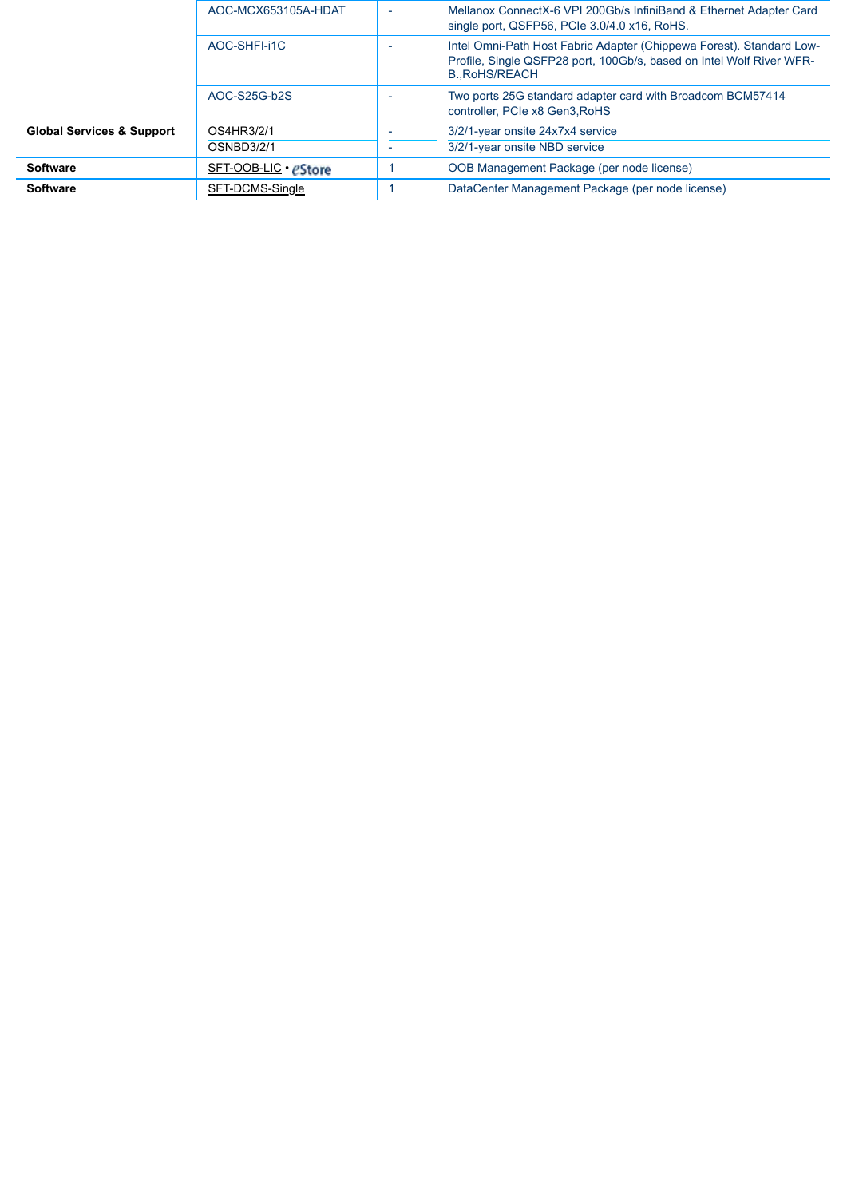| | | | |
|---|---|---|---|
| | AOC-MCX653105A-HDAT | - | Mellanox ConnectX-6 VPI 200Gb/s InfiniBand & Ethernet Adapter Card single port, QSFP56, PCIe 3.0/4.0 x16, RoHS. |
| | AOC-SHFI-i1C | - | Intel Omni-Path Host Fabric Adapter (Chippewa Forest). Standard Low-Profile, Single QSFP28 port, 100Gb/s, based on Intel Wolf River WFR-B.,RoHS/REACH |
| | AOC-S25G-b2S | - | Two ports 25G standard adapter card with Broadcom BCM57414 controller, PCIe x8 Gen3,RoHS |
| **Global Services & Support** | OS4HR3/2/1 | - | 3/2/1-year onsite 24x7x4 service |
| | OSNBD3/2/1 | - | 3/2/1-year onsite NBD service |
| **Software** | SFT-OOB-LIC • eStore | 1 | OOB Management Package (per node license) |
| **Software** | SFT-DCMS-Single | 1 | DataCenter Management Package (per node license) |